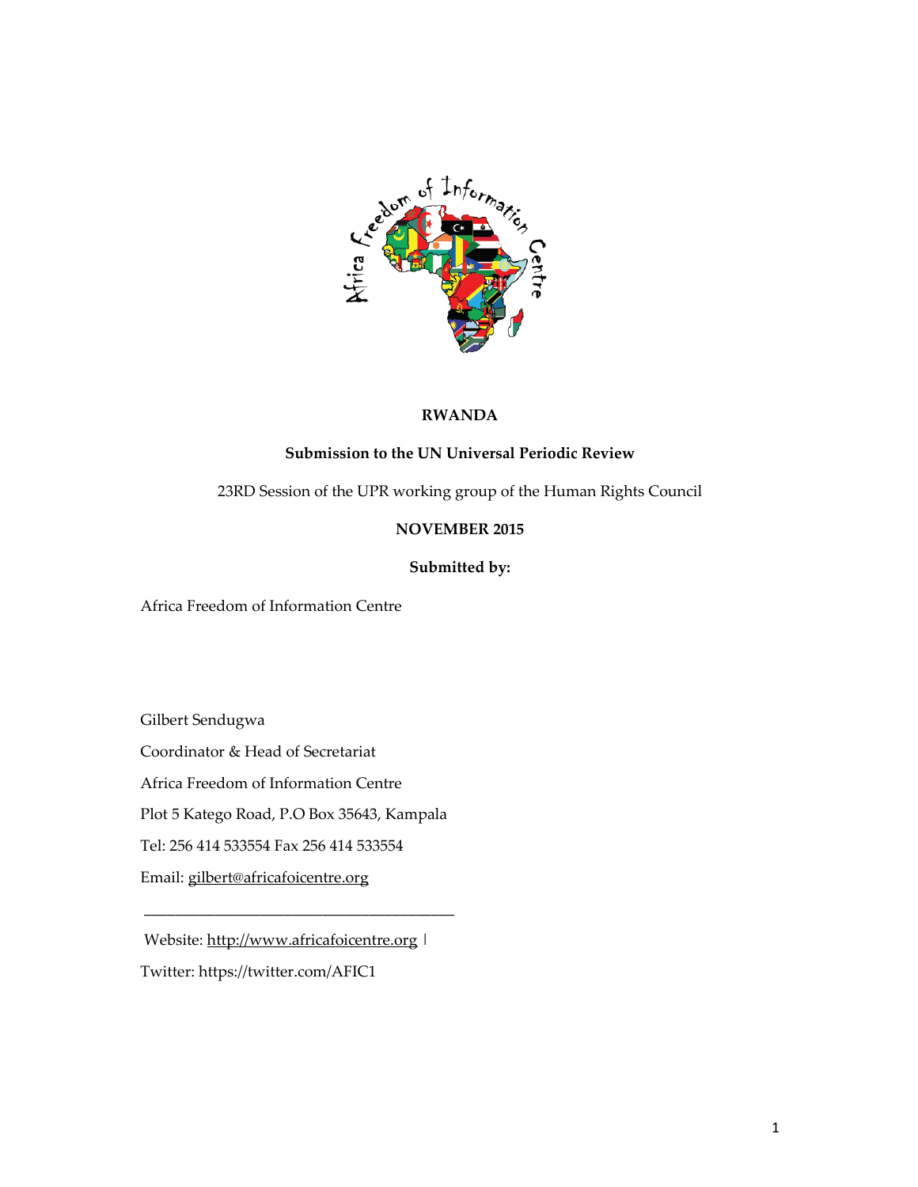**RWANDA**

**Submission to the UN Universal Periodic Review**

23RD Session of the UPR working group of the Human Rights Council

**NOVEMBER 2015**

**Submitted by:**

Africa Freedom of Information Centre

Gilbert Sendugwa

Coordinator & Head of Secretariat

Africa Freedom of Information Centre

Plot 5 Katego Road, P.O Box 35643, Kampala

Tel: 256 414 533554 Fax 256 414 533554

Email: gilbert@africafoicentre.org

---

Website: http://www.africafoicentre.org |

Twitter: https://twitter.com/AFIC1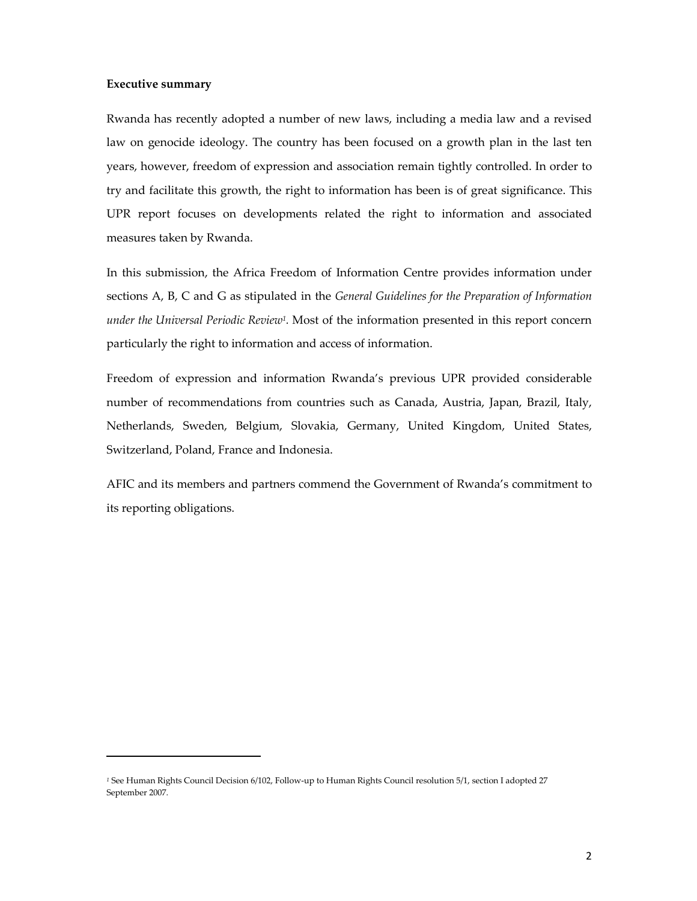**Executive summary**

Rwanda has recently adopted a number of new laws, including a media law and a revised law on genocide ideology. The country has been focused on a growth plan in the last ten years, however, freedom of expression and association remain tightly controlled. In order to try and facilitate this growth, the right to information has been is of great significance. This UPR report focuses on developments related the right to information and associated measures taken by Rwanda.

In this submission, the Africa Freedom of Information Centre provides information under sections A, B, C and G as stipulated in the *General Guidelines for the Preparation of Information under the Universal Periodic Review*[1]. Most of the information presented in this report concern particularly the right to information and access of information.

Freedom of expression and information Rwanda's previous UPR provided considerable number of recommendations from countries such as Canada, Austria, Japan, Brazil, Italy, Netherlands, Sweden, Belgium, Slovakia, Germany, United Kingdom, United States, Switzerland, Poland, France and Indonesia.

AFIC and its members and partners commend the Government of Rwanda's commitment to its reporting obligations.

---

[1] See Human Rights Council Decision 6/102, Follow-up to Human Rights Council resolution 5/1, section I adopted 27 September 2007.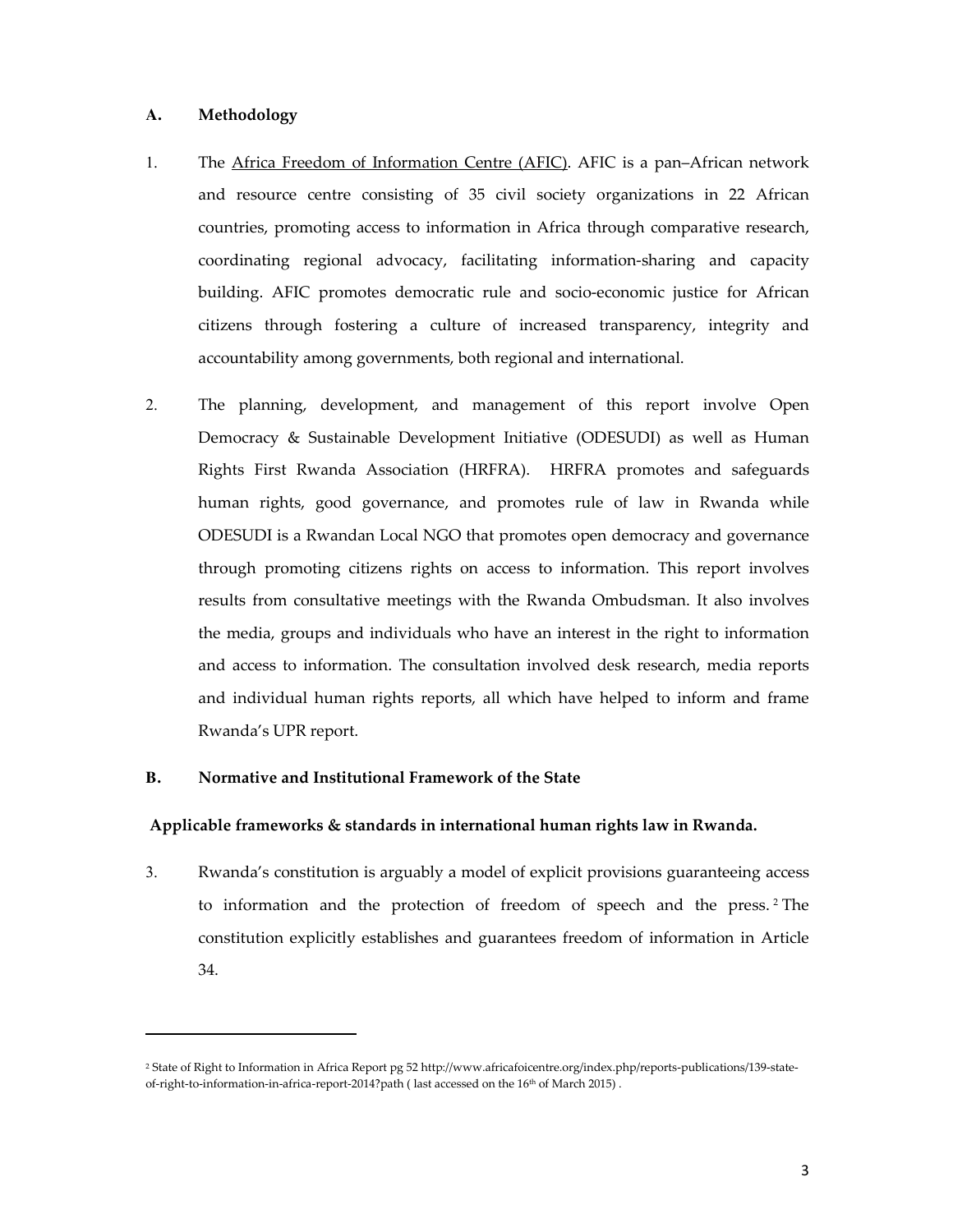## A. Methodology

1. The Africa Freedom of Information Centre (AFIC). AFIC is a pan–African network and resource centre consisting of 35 civil society organizations in 22 African countries, promoting access to information in Africa through comparative research, coordinating regional advocacy, facilitating information-sharing and capacity building. AFIC promotes democratic rule and socio-economic justice for African citizens through fostering a culture of increased transparency, integrity and accountability among governments, both regional and international.

2. The planning, development, and management of this report involve Open Democracy & Sustainable Development Initiative (ODESUDI) as well as Human Rights First Rwanda Association (HRFRA). HRFRA promotes and safeguards human rights, good governance, and promotes rule of law in Rwanda while ODESUDI is a Rwandan Local NGO that promotes open democracy and governance through promoting citizens rights on access to information. This report involves results from consultative meetings with the Rwanda Ombudsman. It also involves the media, groups and individuals who have an interest in the right to information and access to information. The consultation involved desk research, media reports and individual human rights reports, all which have helped to inform and frame Rwanda's UPR report.

## B. Normative and Institutional Framework of the State

**Applicable frameworks & standards in international human rights law in Rwanda.**

3. Rwanda's constitution is arguably a model of explicit provisions guaranteeing access to information and the protection of freedom of speech and the press.[2] The constitution explicitly establishes and guarantees freedom of information in Article 34.

---

[2] State of Right to Information in Africa Report pg 52 http://www.africafoicentre.org/index.php/reports-publications/139-state-of-right-to-information-in-africa-report-2014?path ( last accessed on the 16th of March 2015) .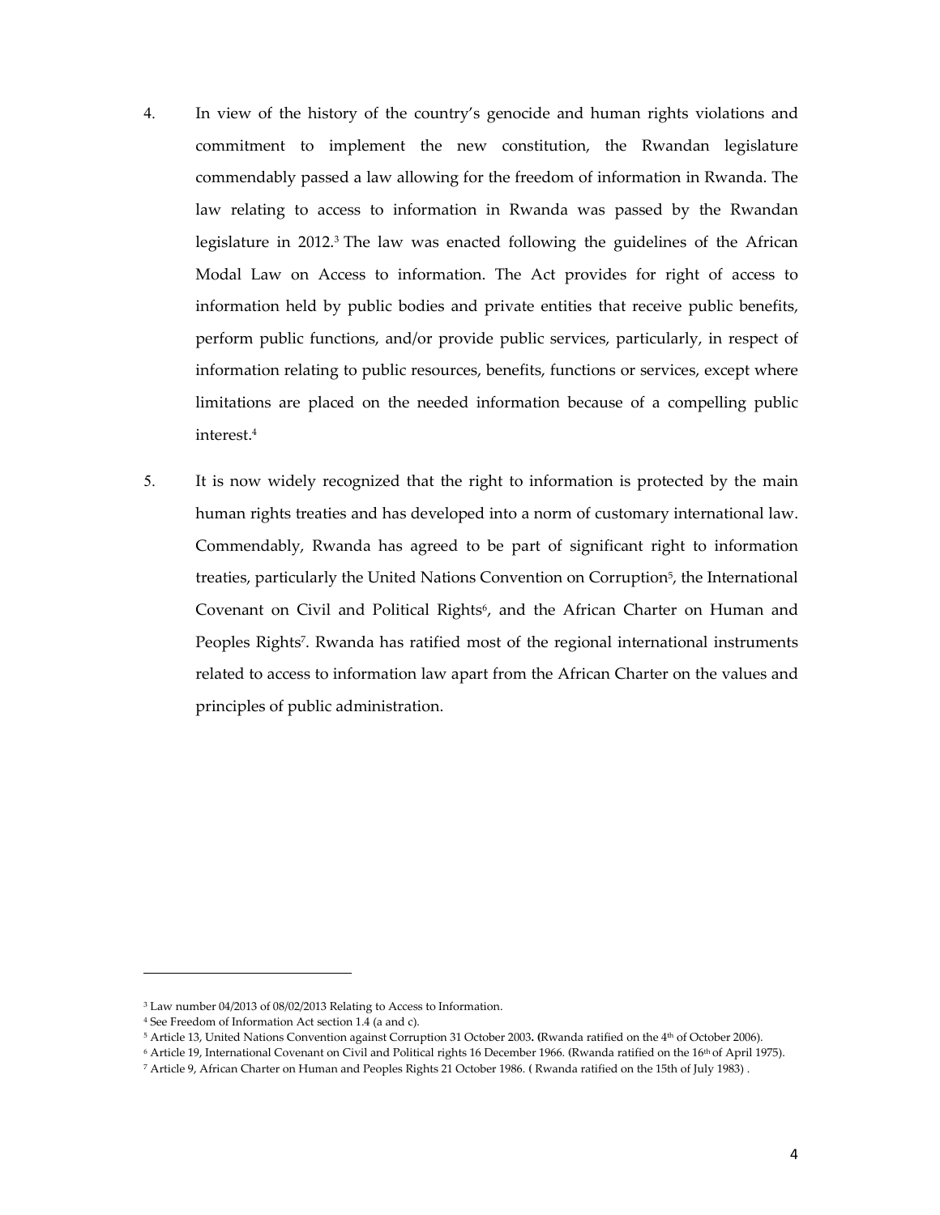4. In view of the history of the country's genocide and human rights violations and commitment to implement the new constitution, the Rwandan legislature commendably passed a law allowing for the freedom of information in Rwanda. The law relating to access to information in Rwanda was passed by the Rwandan legislature in 2012.[3] The law was enacted following the guidelines of the African Modal Law on Access to information. The Act provides for right of access to information held by public bodies and private entities that receive public benefits, perform public functions, and/or provide public services, particularly, in respect of information relating to public resources, benefits, functions or services, except where limitations are placed on the needed information because of a compelling public interest.[4]

5. It is now widely recognized that the right to information is protected by the main human rights treaties and has developed into a norm of customary international law. Commendably, Rwanda has agreed to be part of significant right to information treaties, particularly the United Nations Convention on Corruption[5], the International Covenant on Civil and Political Rights[6], and the African Charter on Human and Peoples Rights[7]. Rwanda has ratified most of the regional international instruments related to access to information law apart from the African Charter on the values and principles of public administration.

---

[3] Law number 04/2013 of 08/02/2013 Relating to Access to Information.

[4] See Freedom of Information Act section 1.4 (a and c).

[5] Article 13, United Nations Convention against Corruption 31 October 2003. **(**Rwanda ratified on the 4th of October 2006).

[6] Article 19, International Covenant on Civil and Political rights 16 December 1966. (Rwanda ratified on the 16th of April 1975).

[7] Article 9, African Charter on Human and Peoples Rights 21 October 1986. ( Rwanda ratified on the 15th of July 1983) .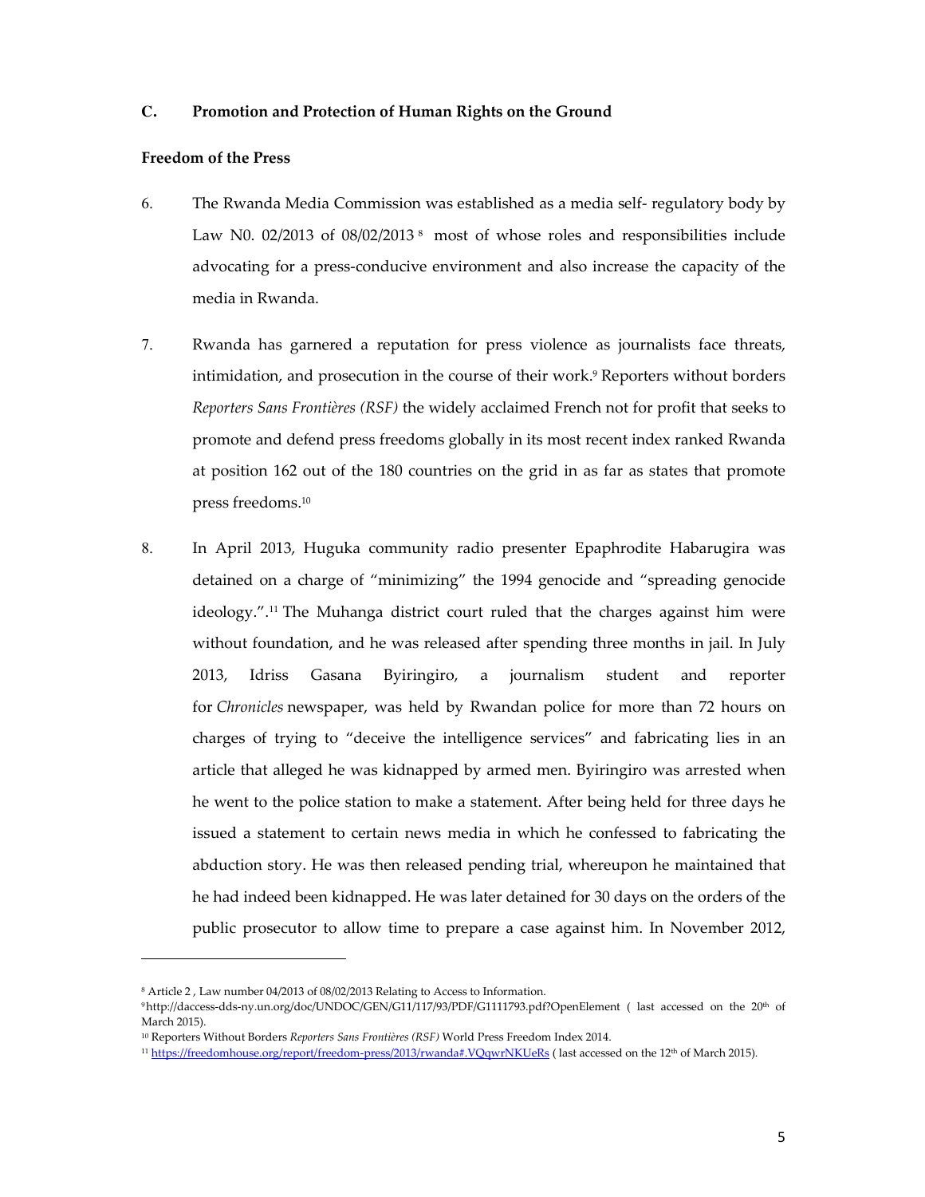## C. Promotion and Protection of Human Rights on the Ground

**Freedom of the Press**

6. The Rwanda Media Commission was established as a media self- regulatory body by Law N0. 02/2013 of 08/02/2013[8] most of whose roles and responsibilities include advocating for a press-conducive environment and also increase the capacity of the media in Rwanda.

7. Rwanda has garnered a reputation for press violence as journalists face threats, intimidation, and prosecution in the course of their work.[9] Reporters without borders *Reporters Sans Frontières (RSF)* the widely acclaimed French not for profit that seeks to promote and defend press freedoms globally in its most recent index ranked Rwanda at position 162 out of the 180 countries on the grid in as far as states that promote press freedoms.[10]

8. In April 2013, Huguka community radio presenter Epaphrodite Habarugira was detained on a charge of "minimizing" the 1994 genocide and "spreading genocide ideology.".[11] The Muhanga district court ruled that the charges against him were without foundation, and he was released after spending three months in jail. In July 2013, Idriss Gasana Byiringiro, a journalism student and reporter for *Chronicles* newspaper, was held by Rwandan police for more than 72 hours on charges of trying to "deceive the intelligence services" and fabricating lies in an article that alleged he was kidnapped by armed men. Byiringiro was arrested when he went to the police station to make a statement. After being held for three days he issued a statement to certain news media in which he confessed to fabricating the abduction story. He was then released pending trial, whereupon he maintained that he had indeed been kidnapped. He was later detained for 30 days on the orders of the public prosecutor to allow time to prepare a case against him. In November 2012,

---

[8] Article 2 , Law number 04/2013 of 08/02/2013 Relating to Access to Information.

[9] http://daccess-dds-ny.un.org/doc/UNDOC/GEN/G11/117/93/PDF/G1111793.pdf?OpenElement ( last accessed on the 20th of March 2015).

[10] Reporters Without Borders *Reporters Sans Frontières (RSF)* World Press Freedom Index 2014.

[11] https://freedomhouse.org/report/freedom-press/2013/rwanda#.VQqwrNKUeRs ( last accessed on the 12th of March 2015).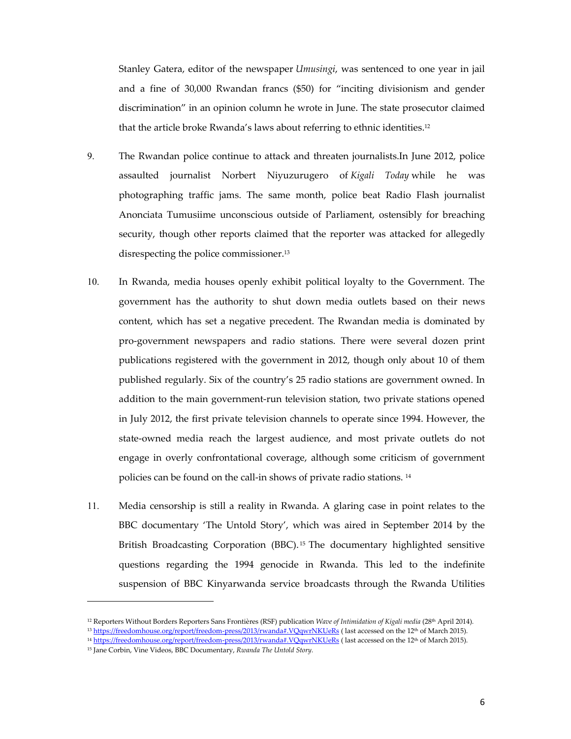Stanley Gatera, editor of the newspaper *Umusingi*, was sentenced to one year in jail and a fine of 30,000 Rwandan francs ($50) for "inciting divisionism and gender discrimination" in an opinion column he wrote in June. The state prosecutor claimed that the article broke Rwanda's laws about referring to ethnic identities.[12]

9. The Rwandan police continue to attack and threaten journalists.In June 2012, police assaulted journalist Norbert Niyuzurugero of *Kigali Today* while he was photographing traffic jams. The same month, police beat Radio Flash journalist Anonciata Tumusiime unconscious outside of Parliament, ostensibly for breaching security, though other reports claimed that the reporter was attacked for allegedly disrespecting the police commissioner.[13]

10. In Rwanda, media houses openly exhibit political loyalty to the Government. The government has the authority to shut down media outlets based on their news content, which has set a negative precedent. The Rwandan media is dominated by pro-government newspapers and radio stations. There were several dozen print publications registered with the government in 2012, though only about 10 of them published regularly. Six of the country's 25 radio stations are government owned. In addition to the main government-run television station, two private stations opened in July 2012, the first private television channels to operate since 1994. However, the state-owned media reach the largest audience, and most private outlets do not engage in overly confrontational coverage, although some criticism of government policies can be found on the call-in shows of private radio stations. [14]

11. Media censorship is still a reality in Rwanda. A glaring case in point relates to the BBC documentary 'The Untold Story', which was aired in September 2014 by the British Broadcasting Corporation (BBC).[15] The documentary highlighted sensitive questions regarding the 1994 genocide in Rwanda. This led to the indefinite suspension of BBC Kinyarwanda service broadcasts through the Rwanda Utilities

---

[12] Reporters Without Borders Reporters Sans Frontières (RSF) publication *Wave of Intimidation of Kigali media* (28th April 2014).

[13] https://freedomhouse.org/report/freedom-press/2013/rwanda#.VQqwrNKUeRs ( last accessed on the 12th of March 2015).

[14] https://freedomhouse.org/report/freedom-press/2013/rwanda#.VQqwrNKUeRs ( last accessed on the 12th of March 2015).

[15] Jane Corbin, Vine Videos, BBC Documentary, *Rwanda The Untold Story.*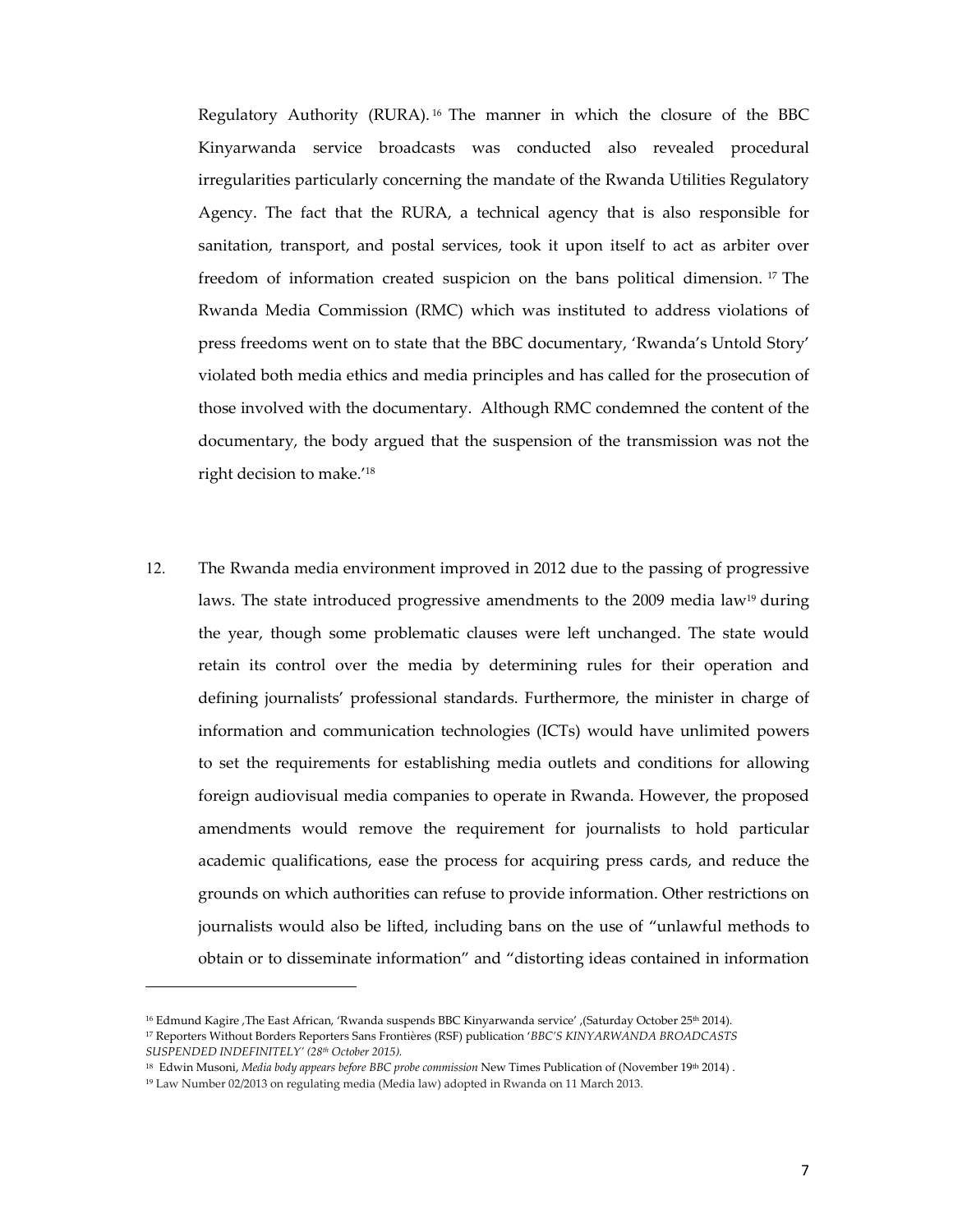Regulatory Authority (RURA).[16] The manner in which the closure of the BBC Kinyarwanda service broadcasts was conducted also revealed procedural irregularities particularly concerning the mandate of the Rwanda Utilities Regulatory Agency. The fact that the RURA, a technical agency that is also responsible for sanitation, transport, and postal services, took it upon itself to act as arbiter over freedom of information created suspicion on the bans political dimension.[17] The Rwanda Media Commission (RMC) which was instituted to address violations of press freedoms went on to state that the BBC documentary, 'Rwanda's Untold Story' violated both media ethics and media principles and has called for the prosecution of those involved with the documentary. Although RMC condemned the content of the documentary, the body argued that the suspension of the transmission was not the right decision to make.'[18]

12. The Rwanda media environment improved in 2012 due to the passing of progressive laws. The state introduced progressive amendments to the 2009 media law[19] during the year, though some problematic clauses were left unchanged. The state would retain its control over the media by determining rules for their operation and defining journalists' professional standards. Furthermore, the minister in charge of information and communication technologies (ICTs) would have unlimited powers to set the requirements for establishing media outlets and conditions for allowing foreign audiovisual media companies to operate in Rwanda. However, the proposed amendments would remove the requirement for journalists to hold particular academic qualifications, ease the process for acquiring press cards, and reduce the grounds on which authorities can refuse to provide information. Other restrictions on journalists would also be lifted, including bans on the use of "unlawful methods to obtain or to disseminate information" and "distorting ideas contained in information

---

[16] Edmund Kagire ,The East African, 'Rwanda suspends BBC Kinyarwanda service' ,(Saturday October 25th 2014).

[17] Reporters Without Borders Reporters Sans Frontières (RSF) publication '*BBC'S KINYARWANDA BROADCASTS SUSPENDED INDEFINITELY' (28th October 2015).*

[18] Edwin Musoni, *Media body appears before BBC probe commission* New Times Publication of (November 19th 2014) .

[19] Law Number 02/2013 on regulating media (Media law) adopted in Rwanda on 11 March 2013.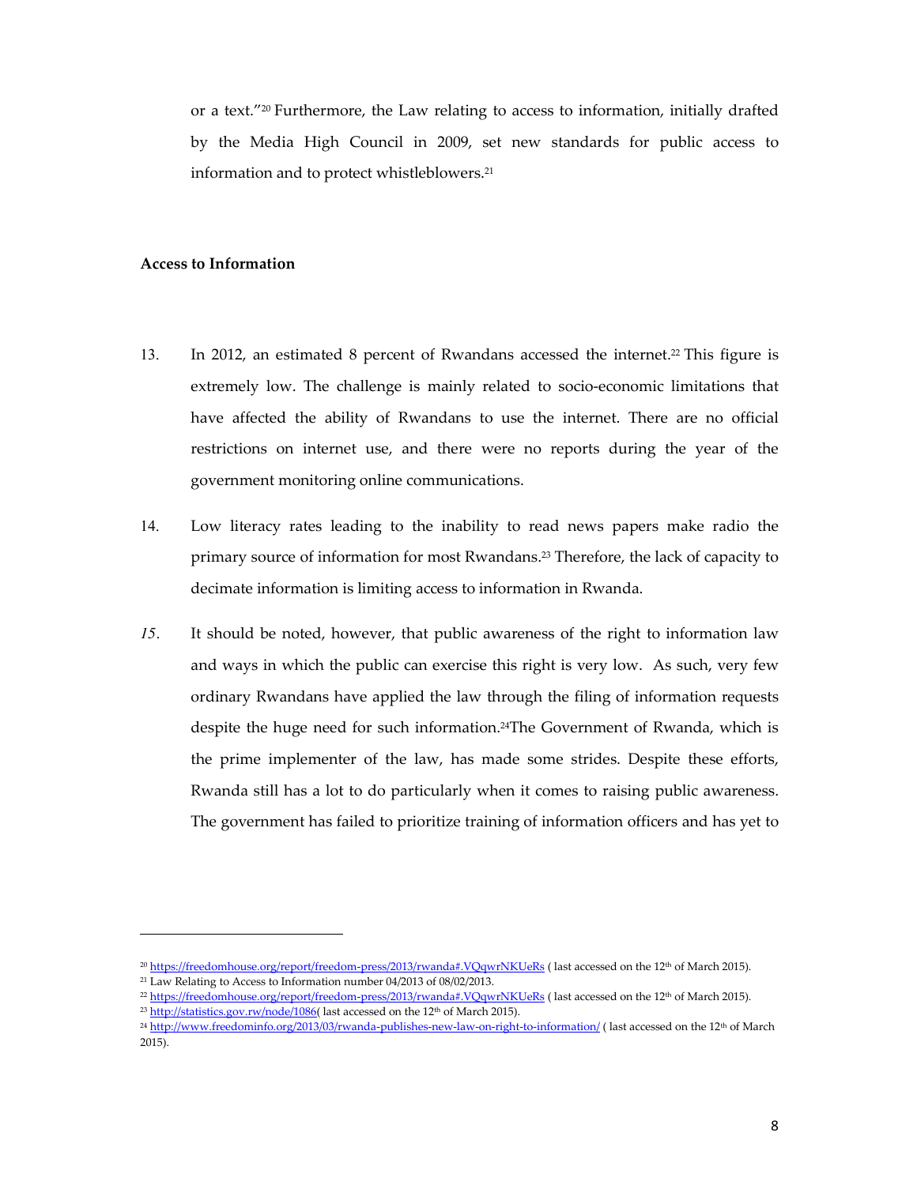or a text."[20] Furthermore, the Law relating to access to information, initially drafted by the Media High Council in 2009, set new standards for public access to information and to protect whistleblowers.[21]

**Access to Information**

13. In 2012, an estimated 8 percent of Rwandans accessed the internet.[22] This figure is extremely low. The challenge is mainly related to socio-economic limitations that have affected the ability of Rwandans to use the internet. There are no official restrictions on internet use, and there were no reports during the year of the government monitoring online communications.

14. Low literacy rates leading to the inability to read news papers make radio the primary source of information for most Rwandans.[23] Therefore, the lack of capacity to decimate information is limiting access to information in Rwanda.

*15*. It should be noted, however, that public awareness of the right to information law and ways in which the public can exercise this right is very low. As such, very few ordinary Rwandans have applied the law through the filing of information requests despite the huge need for such information.[24]The Government of Rwanda, which is the prime implementer of the law, has made some strides. Despite these efforts, Rwanda still has a lot to do particularly when it comes to raising public awareness. The government has failed to prioritize training of information officers and has yet to

---

[20] https://freedomhouse.org/report/freedom-press/2013/rwanda#.VQqwrNKUeRs ( last accessed on the 12th of March 2015).

[21] Law Relating to Access to Information number 04/2013 of 08/02/2013.

[22] https://freedomhouse.org/report/freedom-press/2013/rwanda#.VQqwrNKUeRs ( last accessed on the 12th of March 2015).

[23] http://statistics.gov.rw/node/1086( last accessed on the 12th of March 2015).

[24] http://www.freedominfo.org/2013/03/rwanda-publishes-new-law-on-right-to-information/ ( last accessed on the 12th of March 2015).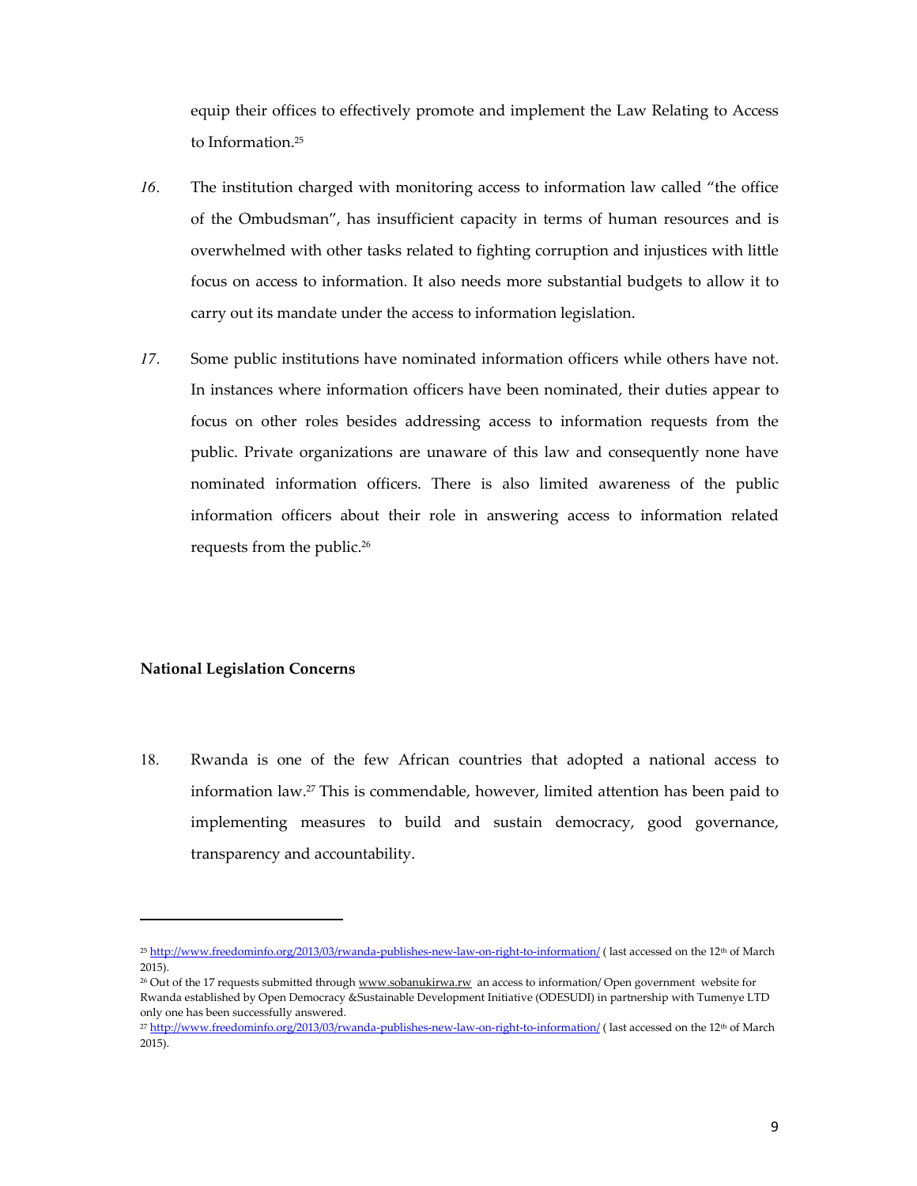equip their offices to effectively promote and implement the Law Relating to Access to Information.[25]

*16*. The institution charged with monitoring access to information law called "the office of the Ombudsman", has insufficient capacity in terms of human resources and is overwhelmed with other tasks related to fighting corruption and injustices with little focus on access to information. It also needs more substantial budgets to allow it to carry out its mandate under the access to information legislation.

*17*. Some public institutions have nominated information officers while others have not. In instances where information officers have been nominated, their duties appear to focus on other roles besides addressing access to information requests from the public. Private organizations are unaware of this law and consequently none have nominated information officers. There is also limited awareness of the public information officers about their role in answering access to information related requests from the public.[26]

**National Legislation Concerns**

18. Rwanda is one of the few African countries that adopted a national access to information law.[27] This is commendable, however, limited attention has been paid to implementing measures to build and sustain democracy, good governance, transparency and accountability.

---

[25] http://www.freedominfo.org/2013/03/rwanda-publishes-new-law-on-right-to-information/ ( last accessed on the 12th of March 2015).

[26] Out of the 17 requests submitted through www.sobanukirwa.rw an access to information/ Open government website for Rwanda established by Open Democracy &Sustainable Development Initiative (ODESUDI) in partnership with Tumenye LTD only one has been successfully answered.

[27] http://www.freedominfo.org/2013/03/rwanda-publishes-new-law-on-right-to-information/ ( last accessed on the 12th of March 2015).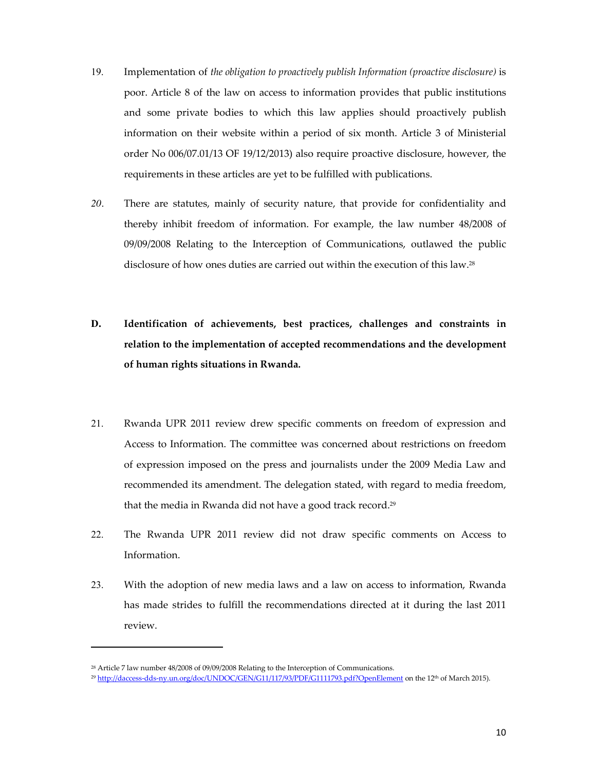19. Implementation of *the obligation to proactively publish Information (proactive disclosure)* is poor. Article 8 of the law on access to information provides that public institutions and some private bodies to which this law applies should proactively publish information on their website within a period of six month. Article 3 of Ministerial order No 006/07.01/13 OF 19/12/2013) also require proactive disclosure, however, the requirements in these articles are yet to be fulfilled with publications.

*20*. There are statutes, mainly of security nature, that provide for confidentiality and thereby inhibit freedom of information. For example, the law number 48/2008 of 09/09/2008 Relating to the Interception of Communications, outlawed the public disclosure of how ones duties are carried out within the execution of this law.[28]

## D. Identification of achievements, best practices, challenges and constraints in relation to the implementation of accepted recommendations and the development of human rights situations in Rwanda.

21. Rwanda UPR 2011 review drew specific comments on freedom of expression and Access to Information. The committee was concerned about restrictions on freedom of expression imposed on the press and journalists under the 2009 Media Law and recommended its amendment. The delegation stated, with regard to media freedom, that the media in Rwanda did not have a good track record.[29]

22. The Rwanda UPR 2011 review did not draw specific comments on Access to Information.

23. With the adoption of new media laws and a law on access to information, Rwanda has made strides to fulfill the recommendations directed at it during the last 2011 review.

---

[28] Article 7 law number 48/2008 of 09/09/2008 Relating to the Interception of Communications.

[29] http://daccess-dds-ny.un.org/doc/UNDOC/GEN/G11/117/93/PDF/G1111793.pdf?OpenElement on the 12th of March 2015).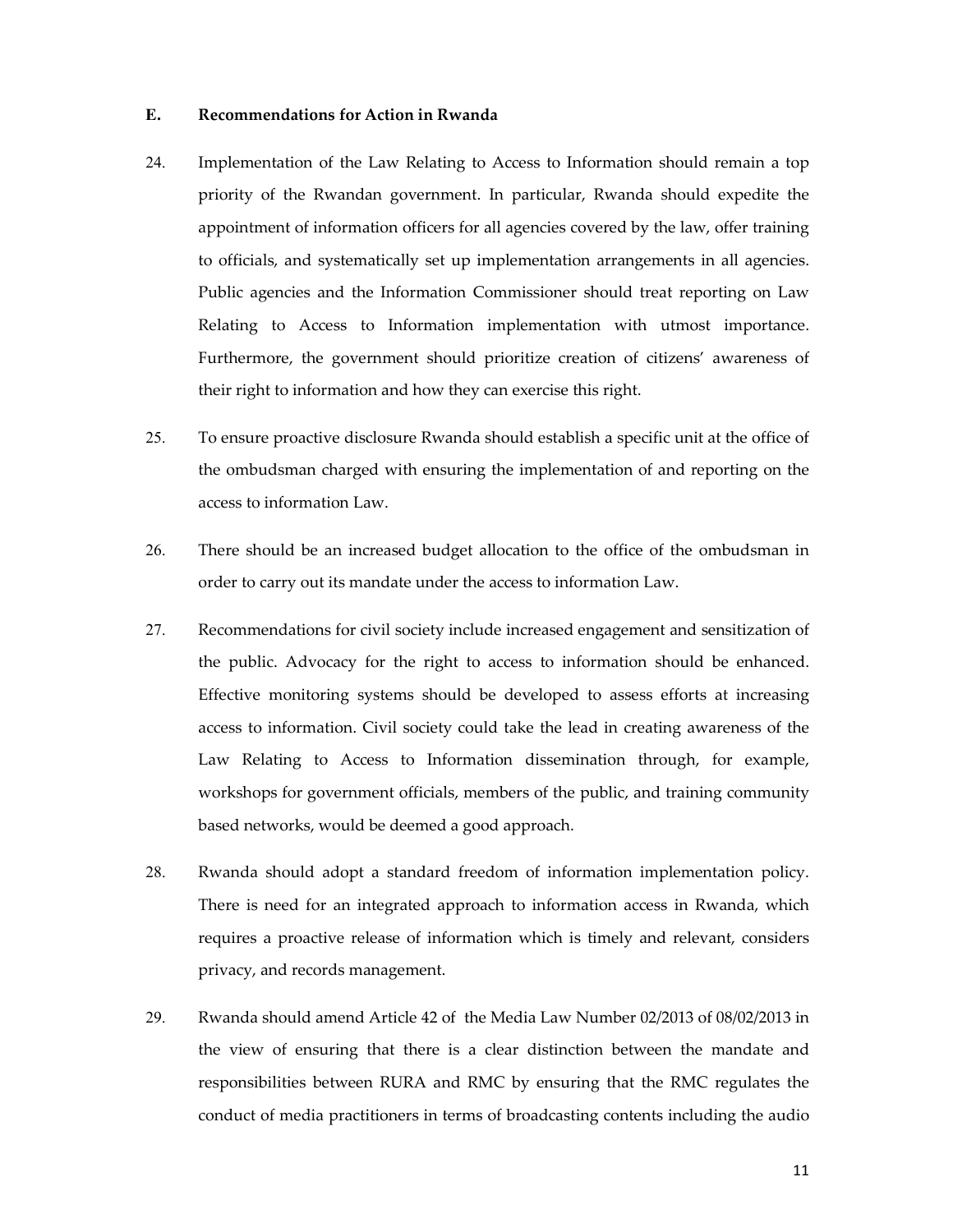### E. Recommendations for Action in Rwanda

24. Implementation of the Law Relating to Access to Information should remain a top priority of the Rwandan government. In particular, Rwanda should expedite the appointment of information officers for all agencies covered by the law, offer training to officials, and systematically set up implementation arrangements in all agencies. Public agencies and the Information Commissioner should treat reporting on Law Relating to Access to Information implementation with utmost importance. Furthermore, the government should prioritize creation of citizens' awareness of their right to information and how they can exercise this right.

25. To ensure proactive disclosure Rwanda should establish a specific unit at the office of the ombudsman charged with ensuring the implementation of and reporting on the access to information Law.

26. There should be an increased budget allocation to the office of the ombudsman in order to carry out its mandate under the access to information Law.

27. Recommendations for civil society include increased engagement and sensitization of the public. Advocacy for the right to access to information should be enhanced. Effective monitoring systems should be developed to assess efforts at increasing access to information. Civil society could take the lead in creating awareness of the Law Relating to Access to Information dissemination through, for example, workshops for government officials, members of the public, and training community based networks, would be deemed a good approach.

28. Rwanda should adopt a standard freedom of information implementation policy. There is need for an integrated approach to information access in Rwanda, which requires a proactive release of information which is timely and relevant, considers privacy, and records management.

29. Rwanda should amend Article 42 of the Media Law Number 02/2013 of 08/02/2013 in the view of ensuring that there is a clear distinction between the mandate and responsibilities between RURA and RMC by ensuring that the RMC regulates the conduct of media practitioners in terms of broadcasting contents including the audio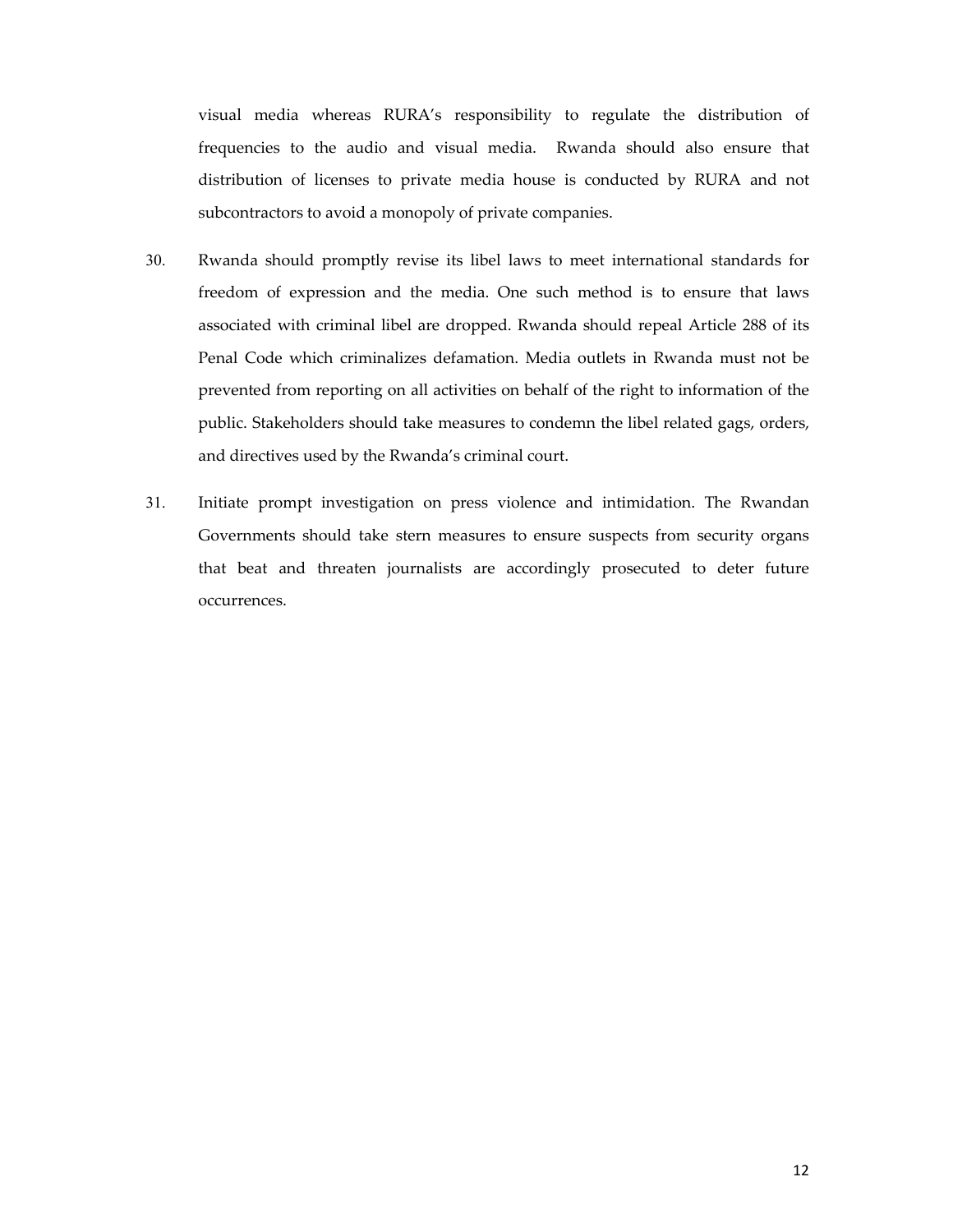visual media whereas RURA's responsibility to regulate the distribution of frequencies to the audio and visual media. Rwanda should also ensure that distribution of licenses to private media house is conducted by RURA and not subcontractors to avoid a monopoly of private companies.

30. Rwanda should promptly revise its libel laws to meet international standards for freedom of expression and the media. One such method is to ensure that laws associated with criminal libel are dropped. Rwanda should repeal Article 288 of its Penal Code which criminalizes defamation. Media outlets in Rwanda must not be prevented from reporting on all activities on behalf of the right to information of the public. Stakeholders should take measures to condemn the libel related gags, orders, and directives used by the Rwanda's criminal court.

31. Initiate prompt investigation on press violence and intimidation. The Rwandan Governments should take stern measures to ensure suspects from security organs that beat and threaten journalists are accordingly prosecuted to deter future occurrences.